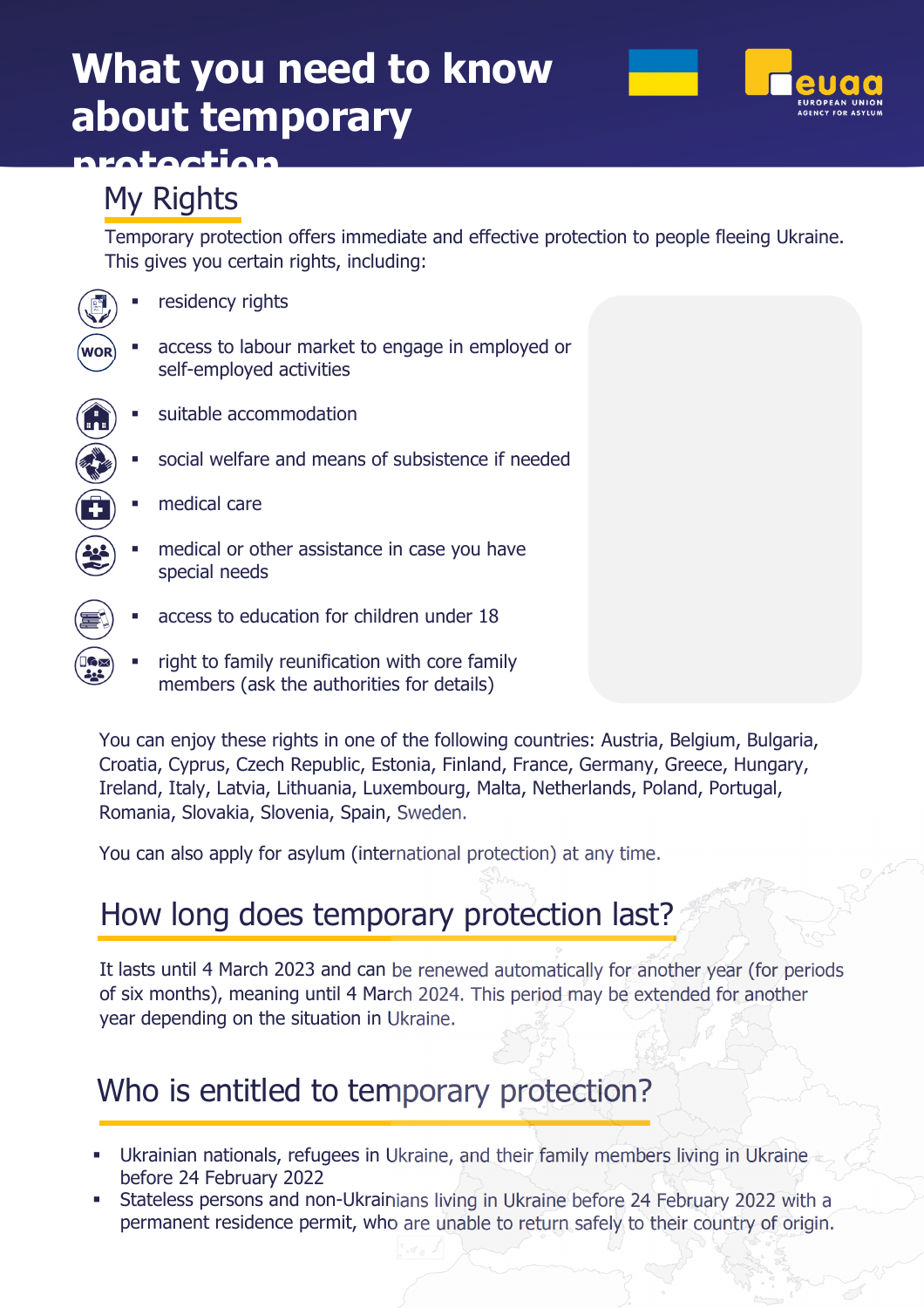# What you need to know about temporary protection

## My Rights

Temporary protection offers immediate and effective protection to people fleeing Ukraine. This gives you certain rights, including:

- residency rights
- access to labour market to engage in employed or self-employed activities
- suitable accommodation
- social welfare and means of subsistence if needed
- medical care
- medical or other assistance in case you have special needs
- access to education for children under 18
- right to family reunification with core family members (ask the authorities for details)

You can enjoy these rights in one of the following countries: Austria, Belgium, Bulgaria, Croatia, Cyprus, Czech Republic, Estonia, Finland, France, Germany, Greece, Hungary, Ireland, Italy, Latvia, Lithuania, Luxembourg, Malta, Netherlands, Poland, Portugal, Romania, Slovakia, Slovenia, Spain, Sweden.

You can also apply for asylum (international protection) at any time.

## How long does temporary protection last?

It lasts until 4 March 2023 and can be renewed automatically for another year (for periods of six months), meaning until 4 March 2024. This period may be extended for another year depending on the situation in Ukraine.

## Who is entitled to temporary protection?

- Ukrainian nationals, refugees in Ukraine, and their family members living in Ukraine before 24 February 2022
- Stateless persons and non-Ukrainians living in Ukraine before 24 February 2022 with a permanent residence permit, who are unable to return safely to their country of origin.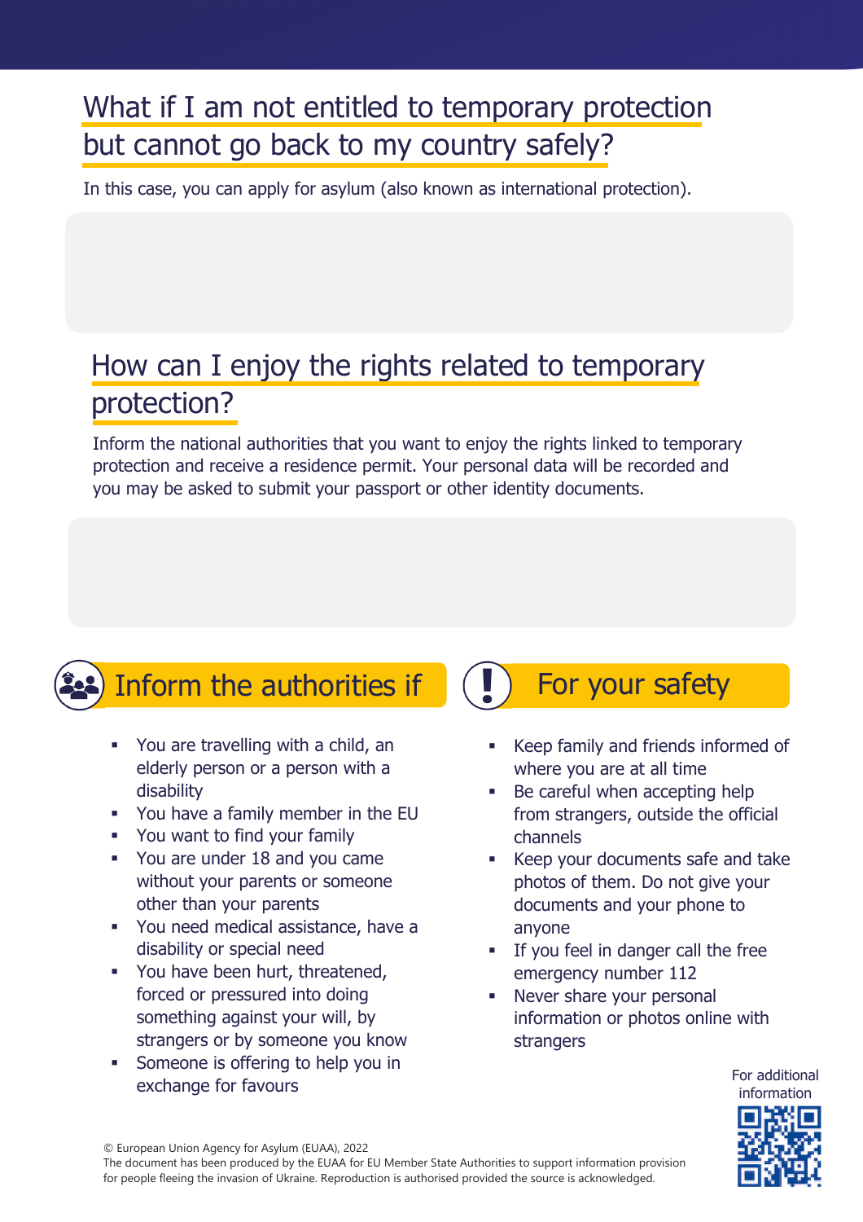## What if I am not entitled to temporary protection but cannot go back to my country safely?

In this case, you can apply for asylum (also known as international protection).

## How can I enjoy the rights related to temporary protection?

Inform the national authorities that you want to enjoy the rights linked to temporary protection and receive a residence permit. Your personal data will be recorded and you may be asked to submit your passport or other identity documents.

### Inform the authorities if

- You are travelling with a child, an elderly person or a person with a disability
- You have a family member in the EU
- You want to find your family
- You are under 18 and you came without your parents or someone other than your parents
- You need medical assistance, have a disability or special need
- You have been hurt, threatened, forced or pressured into doing something against your will, by strangers or by someone you know
- Someone is offering to help you in exchange for favours

### For your safety

- Keep family and friends informed of where you are at all time
- Be careful when accepting help from strangers, outside the official channels
- Keep your documents safe and take photos of them. Do not give your documents and your phone to anyone
- If you feel in danger call the free emergency number 112
- Never share your personal information or photos online with strangers

For additional information

© European Union Agency for Asylum (EUAA), 2022
The document has been produced by the EUAA for EU Member State Authorities to support information provision for people fleeing the invasion of Ukraine. Reproduction is authorised provided the source is acknowledged.